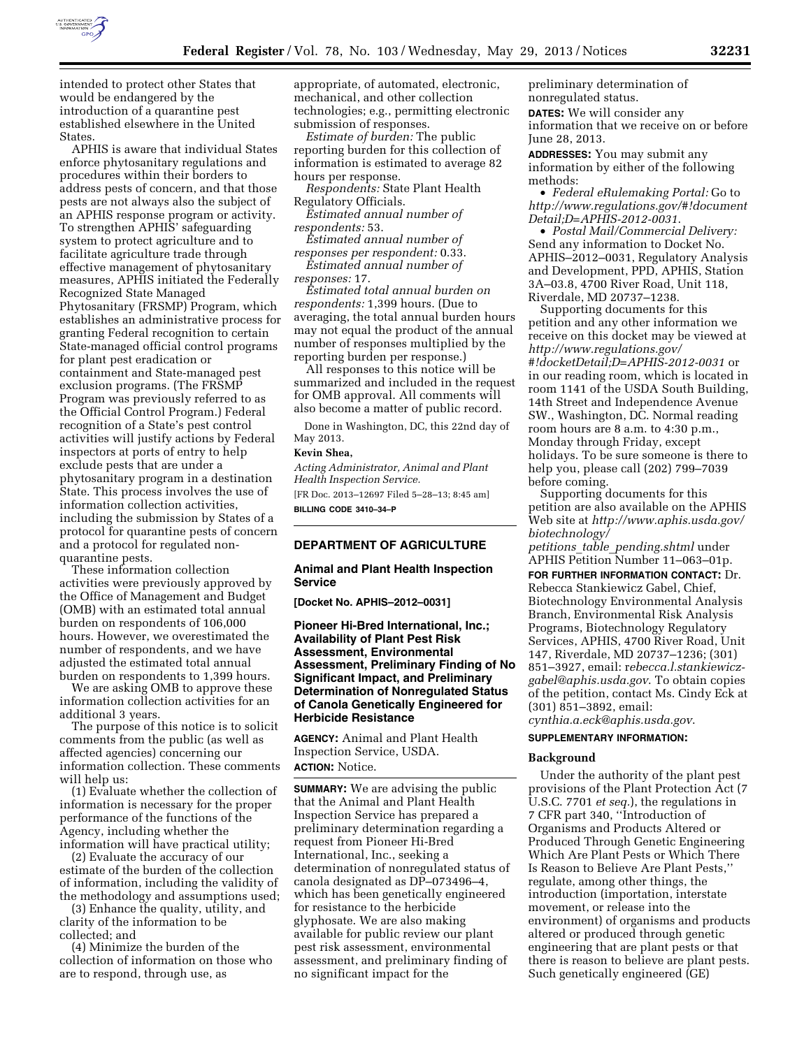intended to protect other States that would be endangered by the introduction of a quarantine pest established elsewhere in the United States.

APHIS is aware that individual States enforce phytosanitary regulations and procedures within their borders to address pests of concern, and that those pests are not always also the subject of an APHIS response program or activity. To strengthen APHIS' safeguarding system to protect agriculture and to facilitate agriculture trade through effective management of phytosanitary measures, APHIS initiated the Federally Recognized State Managed Phytosanitary (FRSMP) Program, which establishes an administrative process for granting Federal recognition to certain State-managed official control programs for plant pest eradication or containment and State-managed pest exclusion programs. (The FRSMP Program was previously referred to as the Official Control Program.) Federal recognition of a State's pest control activities will justify actions by Federal inspectors at ports of entry to help exclude pests that are under a phytosanitary program in a destination State. This process involves the use of information collection activities, including the submission by States of a protocol for quarantine pests of concern and a protocol for regulated non-quarantine pests.

These information collection activities were previously approved by the Office of Management and Budget (OMB) with an estimated total annual burden on respondents of 106,000 hours. However, we overestimated the number of respondents, and we have adjusted the estimated total annual burden on respondents to 1,399 hours.

We are asking OMB to approve these information collection activities for an additional 3 years.

The purpose of this notice is to solicit comments from the public (as well as affected agencies) concerning our information collection. These comments will help us:

(1) Evaluate whether the collection of information is necessary for the proper performance of the functions of the Agency, including whether the information will have practical utility;

(2) Evaluate the accuracy of our estimate of the burden of the collection of information, including the validity of the methodology and assumptions used;

(3) Enhance the quality, utility, and clarity of the information to be collected; and

(4) Minimize the burden of the collection of information on those who are to respond, through use, as appropriate, of automated, electronic, mechanical, and other collection technologies; e.g., permitting electronic submission of responses.

*Estimate of burden:* The public reporting burden for this collection of information is estimated to average 82 hours per response.

*Respondents:* State Plant Health Regulatory Officials.

*Estimated annual number of respondents:* 53.

*Estimated annual number of responses per respondent:* 0.33.

*Estimated annual number of responses:* 17.

*Estimated total annual burden on respondents:* 1,399 hours. (Due to averaging, the total annual burden hours may not equal the product of the annual number of responses multiplied by the reporting burden per response.)

All responses to this notice will be summarized and included in the request for OMB approval. All comments will also become a matter of public record.

Done in Washington, DC, this 22nd day of May 2013.

**Kevin Shea,**

*Acting Administrator, Animal and Plant Health Inspection Service.*

[FR Doc. 2013–12697 Filed 5–28–13; 8:45 am]

**BILLING CODE 3410–34–P**

## DEPARTMENT OF AGRICULTURE

### Animal and Plant Health Inspection Service

**[Docket No. APHIS–2012–0031]**

### Pioneer Hi-Bred International, Inc.; Availability of Plant Pest Risk Assessment, Environmental Assessment, Preliminary Finding of No Significant Impact, and Preliminary Determination of Nonregulated Status of Canola Genetically Engineered for Herbicide Resistance

**AGENCY:** Animal and Plant Health Inspection Service, USDA.

**ACTION:** Notice.

**SUMMARY:** We are advising the public that the Animal and Plant Health Inspection Service has prepared a preliminary determination regarding a request from Pioneer Hi-Bred International, Inc., seeking a determination of nonregulated status of canola designated as DP–073496–4, which has been genetically engineered for resistance to the herbicide glyphosate. We are also making available for public review our plant pest risk assessment, environmental assessment, and preliminary finding of no significant impact for the preliminary determination of nonregulated status.

**DATES:** We will consider any information that we receive on or before June 28, 2013.

**ADDRESSES:** You may submit any information by either of the following methods:

- *Federal eRulemaking Portal:* Go to *http://www.regulations.gov/#!documentDetail;D=APHIS-2012-0031*.
- *Postal Mail/Commercial Delivery:* Send any information to Docket No. APHIS–2012–0031, Regulatory Analysis and Development, PPD, APHIS, Station 3A–03.8, 4700 River Road, Unit 118, Riverdale, MD 20737–1238.

Supporting documents for this petition and any other information we receive on this docket may be viewed at *http://www.regulations.gov/#!docketDetail;D=APHIS-2012-0031* or in our reading room, which is located in room 1141 of the USDA South Building, 14th Street and Independence Avenue SW., Washington, DC. Normal reading room hours are 8 a.m. to 4:30 p.m., Monday through Friday, except holidays. To be sure someone is there to help you, please call (202) 799–7039 before coming.

Supporting documents for this petition are also available on the APHIS Web site at *http://www.aphis.usda.gov/biotechnology/petitions_table_pending.shtml* under APHIS Petition Number 11–063–01p.

**FOR FURTHER INFORMATION CONTACT:** Dr. Rebecca Stankiewicz Gabel, Chief, Biotechnology Environmental Analysis Branch, Environmental Risk Analysis Programs, Biotechnology Regulatory Services, APHIS, 4700 River Road, Unit 147, Riverdale, MD 20737–1236; (301) 851–3927, email: *rebecca.l.stankiewicz-gabel@aphis.usda.gov*. To obtain copies of the petition, contact Ms. Cindy Eck at (301) 851–3892, email: *cynthia.a.eck@aphis.usda.gov*.

**SUPPLEMENTARY INFORMATION:**

#### Background

Under the authority of the plant pest provisions of the Plant Protection Act (7 U.S.C. 7701 *et seq.*), the regulations in 7 CFR part 340, ''Introduction of Organisms and Products Altered or Produced Through Genetic Engineering Which Are Plant Pests or Which There Is Reason to Believe Are Plant Pests,'' regulate, among other things, the introduction (importation, interstate movement, or release into the environment) of organisms and products altered or produced through genetic engineering that are plant pests or that there is reason to believe are plant pests. Such genetically engineered (GE)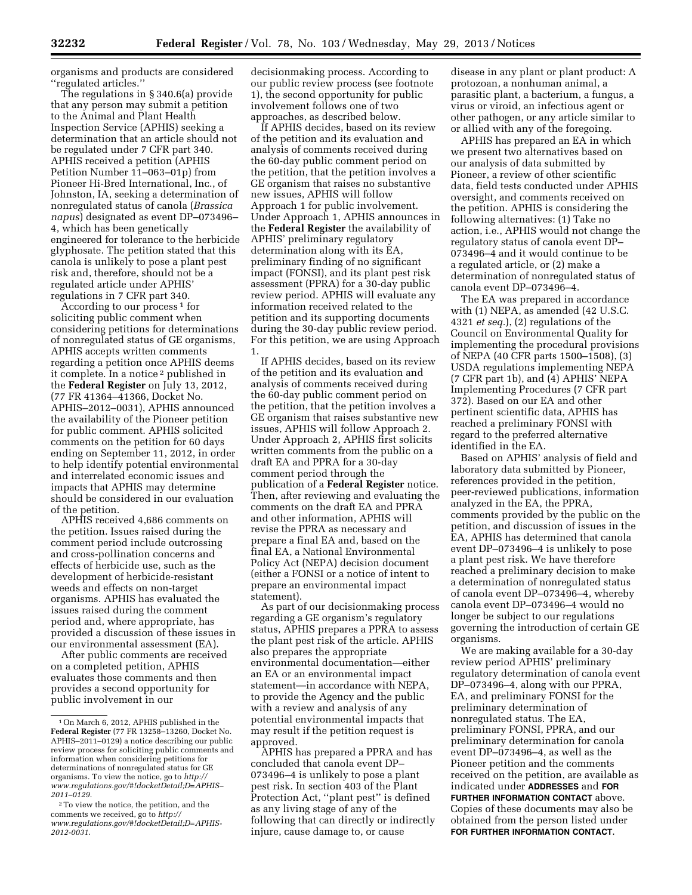organisms and products are considered ''regulated articles.''

The regulations in § 340.6(a) provide that any person may submit a petition to the Animal and Plant Health Inspection Service (APHIS) seeking a determination that an article should not be regulated under 7 CFR part 340. APHIS received a petition (APHIS Petition Number 11–063–01p) from Pioneer Hi-Bred International, Inc., of Johnston, IA, seeking a determination of nonregulated status of canola (*Brassica napus*) designated as event DP–073496–4, which has been genetically engineered for tolerance to the herbicide glyphosate. The petition stated that this canola is unlikely to pose a plant pest risk and, therefore, should not be a regulated article under APHIS' regulations in 7 CFR part 340.

According to our process [1] for soliciting public comment when considering petitions for determinations of nonregulated status of GE organisms, APHIS accepts written comments regarding a petition once APHIS deems it complete. In a notice [2] published in the **Federal Register** on July 13, 2012, (77 FR 41364–41366, Docket No. APHIS–2012–0031), APHIS announced the availability of the Pioneer petition for public comment. APHIS solicited comments on the petition for 60 days ending on September 11, 2012, in order to help identify potential environmental and interrelated economic issues and impacts that APHIS may determine should be considered in our evaluation of the petition.

APHIS received 4,686 comments on the petition. Issues raised during the comment period include outcrossing and cross-pollination concerns and effects of herbicide use, such as the development of herbicide-resistant weeds and effects on non-target organisms. APHIS has evaluated the issues raised during the comment period and, where appropriate, has provided a discussion of these issues in our environmental assessment (EA).

After public comments are received on a completed petition, APHIS evaluates those comments and then provides a second opportunity for public involvement in our decisionmaking process. According to our public review process (see footnote 1), the second opportunity for public involvement follows one of two approaches, as described below.

If APHIS decides, based on its review of the petition and its evaluation and analysis of comments received during the 60-day public comment period on the petition, that the petition involves a GE organism that raises no substantive new issues, APHIS will follow Approach 1 for public involvement. Under Approach 1, APHIS announces in the **Federal Register** the availability of APHIS' preliminary regulatory determination along with its EA, preliminary finding of no significant impact (FONSI), and its plant pest risk assessment (PPRA) for a 30-day public review period. APHIS will evaluate any information received related to the petition and its supporting documents during the 30-day public review period. For this petition, we are using Approach 1.

If APHIS decides, based on its review of the petition and its evaluation and analysis of comments received during the 60-day public comment period on the petition, that the petition involves a GE organism that raises substantive new issues, APHIS will follow Approach 2. Under Approach 2, APHIS first solicits written comments from the public on a draft EA and PPRA for a 30-day comment period through the publication of a **Federal Register** notice. Then, after reviewing and evaluating the comments on the draft EA and PPRA and other information, APHIS will revise the PPRA as necessary and prepare a final EA and, based on the final EA, a National Environmental Policy Act (NEPA) decision document (either a FONSI or a notice of intent to prepare an environmental impact statement).

As part of our decisionmaking process regarding a GE organism's regulatory status, APHIS prepares a PPRA to assess the plant pest risk of the article. APHIS also prepares the appropriate environmental documentation—either an EA or an environmental impact statement—in accordance with NEPA, to provide the Agency and the public with a review and analysis of any potential environmental impacts that may result if the petition request is approved.

APHIS has prepared a PPRA and has concluded that canola event DP–073496–4 is unlikely to pose a plant pest risk. In section 403 of the Plant Protection Act, ''plant pest'' is defined as any living stage of any of the following that can directly or indirectly injure, cause damage to, or cause disease in any plant or plant product: A protozoan, a nonhuman animal, a parasitic plant, a bacterium, a fungus, a virus or viroid, an infectious agent or other pathogen, or any article similar to or allied with any of the foregoing.

APHIS has prepared an EA in which we present two alternatives based on our analysis of data submitted by Pioneer, a review of other scientific data, field tests conducted under APHIS oversight, and comments received on the petition. APHIS is considering the following alternatives: (1) Take no action, i.e., APHIS would not change the regulatory status of canola event DP–073496–4 and it would continue to be a regulated article, or (2) make a determination of nonregulated status of canola event DP–073496–4.

The EA was prepared in accordance with (1) NEPA, as amended (42 U.S.C. 4321 *et seq.*), (2) regulations of the Council on Environmental Quality for implementing the procedural provisions of NEPA (40 CFR parts 1500–1508), (3) USDA regulations implementing NEPA (7 CFR part 1b), and (4) APHIS' NEPA Implementing Procedures (7 CFR part 372). Based on our EA and other pertinent scientific data, APHIS has reached a preliminary FONSI with regard to the preferred alternative identified in the EA.

Based on APHIS' analysis of field and laboratory data submitted by Pioneer, references provided in the petition, peer-reviewed publications, information analyzed in the EA, the PPRA, comments provided by the public on the petition, and discussion of issues in the EA, APHIS has determined that canola event DP–073496–4 is unlikely to pose a plant pest risk. We have therefore reached a preliminary decision to make a determination of nonregulated status of canola event DP–073496–4, whereby canola event DP–073496–4 would no longer be subject to our regulations governing the introduction of certain GE organisms.

We are making available for a 30-day review period APHIS' preliminary regulatory determination of canola event DP–073496–4, along with our PPRA, EA, and preliminary FONSI for the preliminary determination of nonregulated status. The EA, preliminary FONSI, PPRA, and our preliminary determination for canola event DP–073496–4, as well as the Pioneer petition and the comments received on the petition, are available as indicated under **ADDRESSES** and **FOR FURTHER INFORMATION CONTACT** above. Copies of these documents may also be obtained from the person listed under **FOR FURTHER INFORMATION CONTACT**.

---

[1] On March 6, 2012, APHIS published in the **Federal Register** (77 FR 13258–13260, Docket No. APHIS–2011–0129) a notice describing our public review process for soliciting public comments and information when considering petitions for determinations of nonregulated status for GE organisms. To view the notice, go to *http://www.regulations.gov/#!docketDetail;D=APHIS-2011-0129*.

[2] To view the notice, the petition, and the comments we received, go to *http://www.regulations.gov/#!docketDetail;D=APHIS-2012-0031*.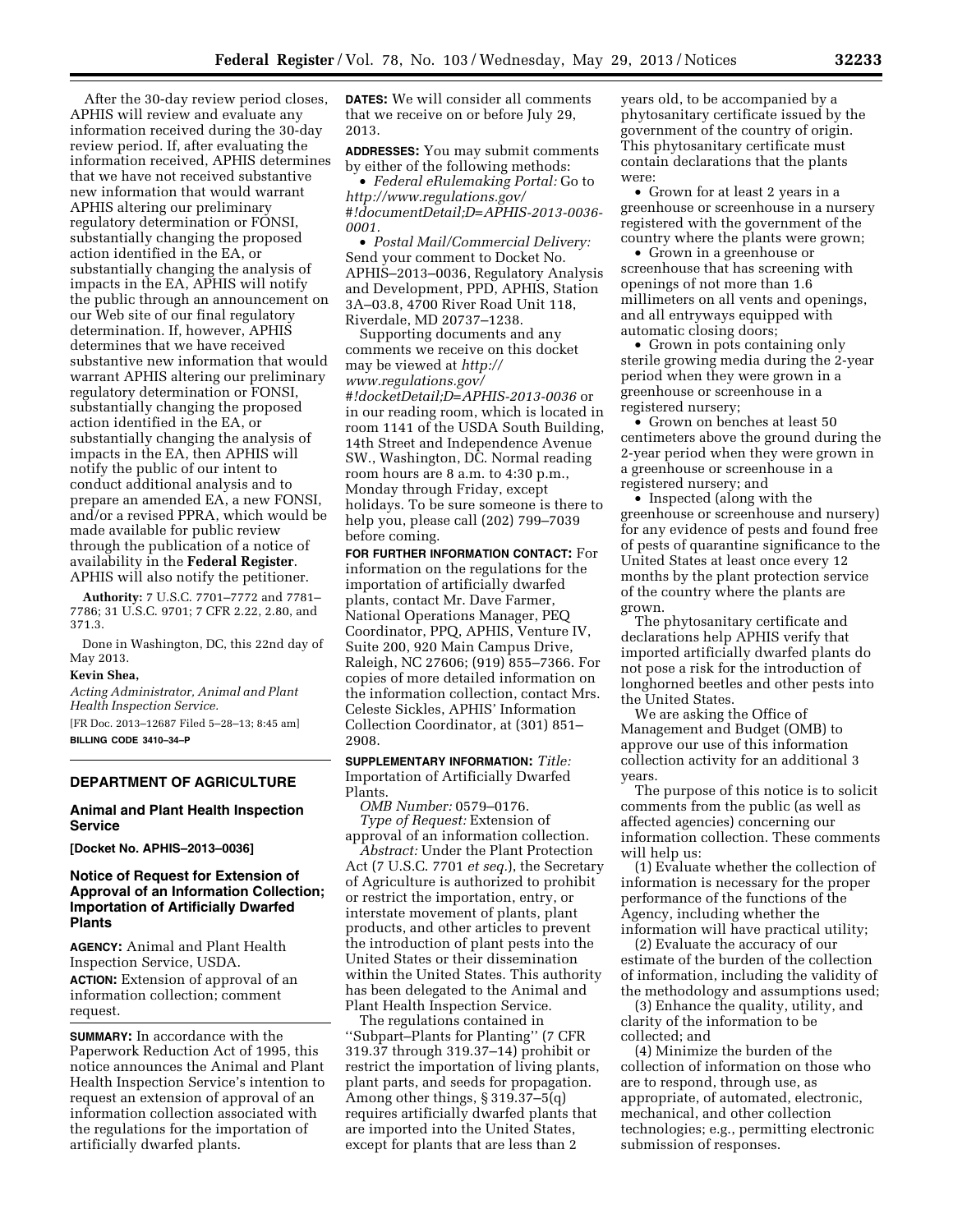After the 30-day review period closes, APHIS will review and evaluate any information received during the 30-day review period. If, after evaluating the information received, APHIS determines that we have not received substantive new information that would warrant APHIS altering our preliminary regulatory determination or FONSI, substantially changing the proposed action identified in the EA, or substantially changing the analysis of impacts in the EA, APHIS will notify the public through an announcement on our Web site of our final regulatory determination. If, however, APHIS determines that we have received substantive new information that would warrant APHIS altering our preliminary regulatory determination or FONSI, substantially changing the proposed action identified in the EA, or substantially changing the analysis of impacts in the EA, then APHIS will notify the public of our intent to conduct additional analysis and to prepare an amended EA, a new FONSI, and/or a revised PPRA, which would be made available for public review through the publication of a notice of availability in the **Federal Register**. APHIS will also notify the petitioner.

**Authority:** 7 U.S.C. 7701–7772 and 7781–7786; 31 U.S.C. 9701; 7 CFR 2.22, 2.80, and 371.3.

Done in Washington, DC, this 22nd day of May 2013.

**Kevin Shea,**

*Acting Administrator, Animal and Plant Health Inspection Service.*

[FR Doc. 2013–12687 Filed 5–28–13; 8:45 am]

**BILLING CODE 3410–34–P**

## DEPARTMENT OF AGRICULTURE

### Animal and Plant Health Inspection Service

**[Docket No. APHIS–2013–0036]**

### Notice of Request for Extension of Approval of an Information Collection; Importation of Artificially Dwarfed Plants

**AGENCY:** Animal and Plant Health Inspection Service, USDA.

**ACTION:** Extension of approval of an information collection; comment request.

**SUMMARY:** In accordance with the Paperwork Reduction Act of 1995, this notice announces the Animal and Plant Health Inspection Service's intention to request an extension of approval of an information collection associated with the regulations for the importation of artificially dwarfed plants.

**DATES:** We will consider all comments that we receive on or before July 29, 2013.

**ADDRESSES:** You may submit comments by either of the following methods:

- *Federal eRulemaking Portal:* Go to *http://www.regulations.gov/#!documentDetail;D=APHIS-2013-0036-0001.*
- *Postal Mail/Commercial Delivery:* Send your comment to Docket No. APHIS–2013–0036, Regulatory Analysis and Development, PPD, APHIS, Station 3A–03.8, 4700 River Road Unit 118, Riverdale, MD 20737–1238.

Supporting documents and any comments we receive on this docket may be viewed at *http://www.regulations.gov/#!docketDetail;D=APHIS-2013-0036* or in our reading room, which is located in room 1141 of the USDA South Building, 14th Street and Independence Avenue SW., Washington, DC. Normal reading room hours are 8 a.m. to 4:30 p.m., Monday through Friday, except holidays. To be sure someone is there to help you, please call (202) 799–7039 before coming.

**FOR FURTHER INFORMATION CONTACT:** For information on the regulations for the importation of artificially dwarfed plants, contact Mr. Dave Farmer, National Operations Manager, PEQ Coordinator, PPQ, APHIS, Venture IV, Suite 200, 920 Main Campus Drive, Raleigh, NC 27606; (919) 855–7366. For copies of more detailed information on the information collection, contact Mrs. Celeste Sickles, APHIS' Information Collection Coordinator, at (301) 851–2908.

**SUPPLEMENTARY INFORMATION:** *Title:* Importation of Artificially Dwarfed Plants.

*OMB Number:* 0579–0176.

*Type of Request:* Extension of approval of an information collection.

*Abstract:* Under the Plant Protection Act (7 U.S.C. 7701 *et seq.*), the Secretary of Agriculture is authorized to prohibit or restrict the importation, entry, or interstate movement of plants, plant products, and other articles to prevent the introduction of plant pests into the United States or their dissemination within the United States. This authority has been delegated to the Animal and Plant Health Inspection Service.

The regulations contained in ''Subpart–Plants for Planting'' (7 CFR 319.37 through 319.37–14) prohibit or restrict the importation of living plants, plant parts, and seeds for propagation. Among other things, § 319.37–5(q) requires artificially dwarfed plants that are imported into the United States, except for plants that are less than 2 years old, to be accompanied by a phytosanitary certificate issued by the government of the country of origin. This phytosanitary certificate must contain declarations that the plants were:

- Grown for at least 2 years in a greenhouse or screenhouse in a nursery registered with the government of the country where the plants were grown;
- Grown in a greenhouse or screenhouse that has screening with openings of not more than 1.6 millimeters on all vents and openings, and all entryways equipped with automatic closing doors;
- Grown in pots containing only sterile growing media during the 2-year period when they were grown in a greenhouse or screenhouse in a registered nursery;
- Grown on benches at least 50 centimeters above the ground during the 2-year period when they were grown in a greenhouse or screenhouse in a registered nursery; and
- Inspected (along with the greenhouse or screenhouse and nursery) for any evidence of pests and found free of pests of quarantine significance to the United States at least once every 12 months by the plant protection service of the country where the plants are grown.

The phytosanitary certificate and declarations help APHIS verify that imported artificially dwarfed plants do not pose a risk for the introduction of longhorned beetles and other pests into the United States.

We are asking the Office of Management and Budget (OMB) to approve our use of this information collection activity for an additional 3 years.

The purpose of this notice is to solicit comments from the public (as well as affected agencies) concerning our information collection. These comments will help us:

(1) Evaluate whether the collection of information is necessary for the proper performance of the functions of the Agency, including whether the information will have practical utility;

(2) Evaluate the accuracy of our estimate of the burden of the collection of information, including the validity of the methodology and assumptions used;

(3) Enhance the quality, utility, and clarity of the information to be collected; and

(4) Minimize the burden of the collection of information on those who are to respond, through use, as appropriate, of automated, electronic, mechanical, and other collection technologies; e.g., permitting electronic submission of responses.